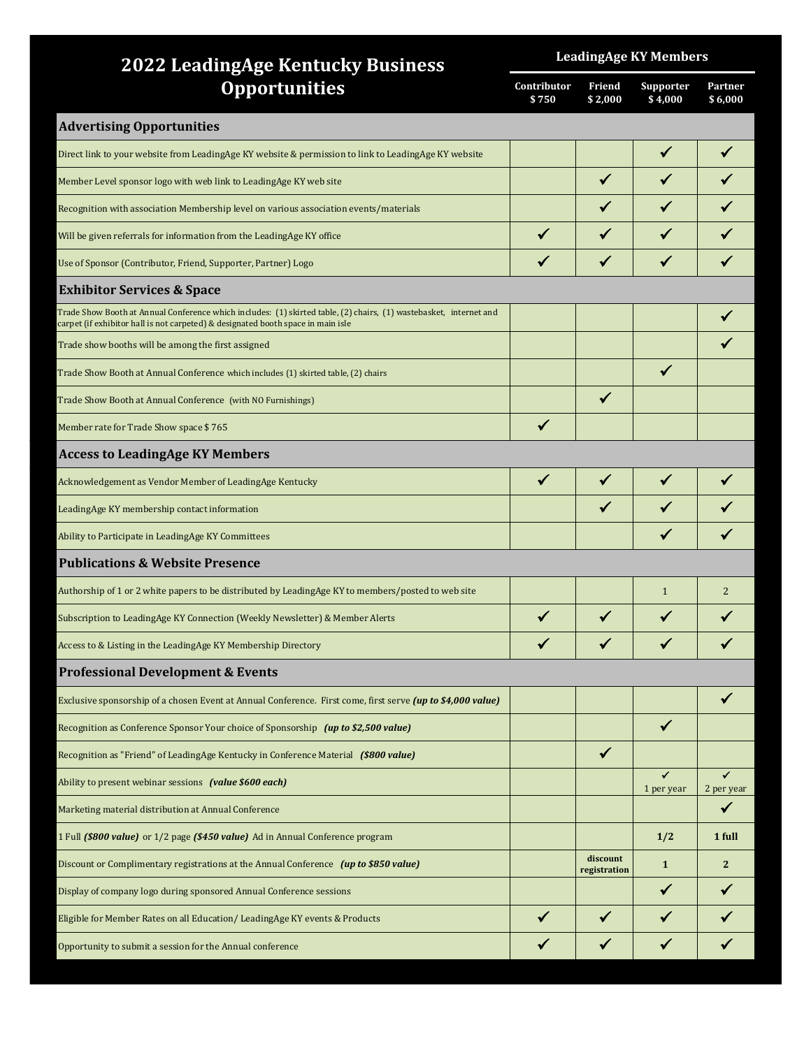# 2022 LeadingAge Kentucky Business Opportunities

| | LeadingAge KY Members | | | |
|---|---|---|---|---|
| | Contributor $ 750 | Friend $ 2,000 | Supporter $ 4,000 | Partner $ 6,000 |
| **Advertising Opportunities** | | | | |
| Direct link to your website from LeadingAge KY website & permission to link to LeadingAge KY website | | | ✓ | ✓ |
| Member Level sponsor logo with web link to LeadingAge KY web site | | ✓ | ✓ | ✓ |
| Recognition with association Membership level on various association events/materials | | ✓ | ✓ | ✓ |
| Will be given referrals for information from the LeadingAge KY office | ✓ | ✓ | ✓ | ✓ |
| Use of Sponsor (Contributor, Friend, Supporter, Partner) Logo | ✓ | ✓ | ✓ | ✓ |
| **Exhibitor Services & Space** | | | | |
| Trade Show Booth at Annual Conference which includes: (1) skirted table, (2) chairs, (1) wastebasket, internet and carpet (if exhibitor hall is not carpeted) & designated booth space in main isle | | | | ✓ |
| Trade show booths will be among the first assigned | | | | ✓ |
| Trade Show Booth at Annual Conference which includes (1) skirted table, (2) chairs | | | ✓ | |
| Trade Show Booth at Annual Conference (with NO Furnishings) | | ✓ | | |
| Member rate for Trade Show space $ 765 | ✓ | | | |
| **Access to LeadingAge KY Members** | | | | |
| Acknowledgement as Vendor Member of LeadingAge Kentucky | ✓ | ✓ | ✓ | ✓ |
| LeadingAge KY membership contact information | | ✓ | ✓ | ✓ |
| Ability to Participate in LeadingAge KY Committees | | | ✓ | ✓ |
| **Publications & Website Presence** | | | | |
| Authorship of 1 or 2 white papers to be distributed by LeadingAge KY to members/posted to web site | | | 1 | 2 |
| Subscription to LeadingAge KY Connection (Weekly Newsletter) & Member Alerts | ✓ | ✓ | ✓ | ✓ |
| Access to & Listing in the LeadingAge KY Membership Directory | ✓ | ✓ | ✓ | ✓ |
| **Professional Development & Events** | | | | |
| Exclusive sponsorship of a chosen Event at Annual Conference. First come, first serve ***(up to $4,000 value)*** | | | | ✓ |
| Recognition as Conference Sponsor Your choice of Sponsorship ***(up to $2,500 value)*** | | | ✓ | |
| Recognition as "Friend" of LeadingAge Kentucky in Conference Material ***($800 value)*** | | ✓ | | |
| Ability to present webinar sessions ***(value $600 each)*** | | | ✓ 1 per year | ✓ 2 per year |
| Marketing material distribution at Annual Conference | | | | ✓ |
| 1 Full ***($800 value)*** or 1/2 page ***($450 value)*** Ad in Annual Conference program | | | **1/2** | **1 full** |
| Discount or Complimentary registrations at the Annual Conference ***(up to $850 value)*** | | **discount registration** | **1** | **2** |
| Display of company logo during sponsored Annual Conference sessions | | | ✓ | ✓ |
| Eligible for Member Rates on all Education/ LeadingAge KY events & Products | ✓ | ✓ | ✓ | ✓ |
| Opportunity to submit a session for the Annual conference | ✓ | ✓ | ✓ | ✓ |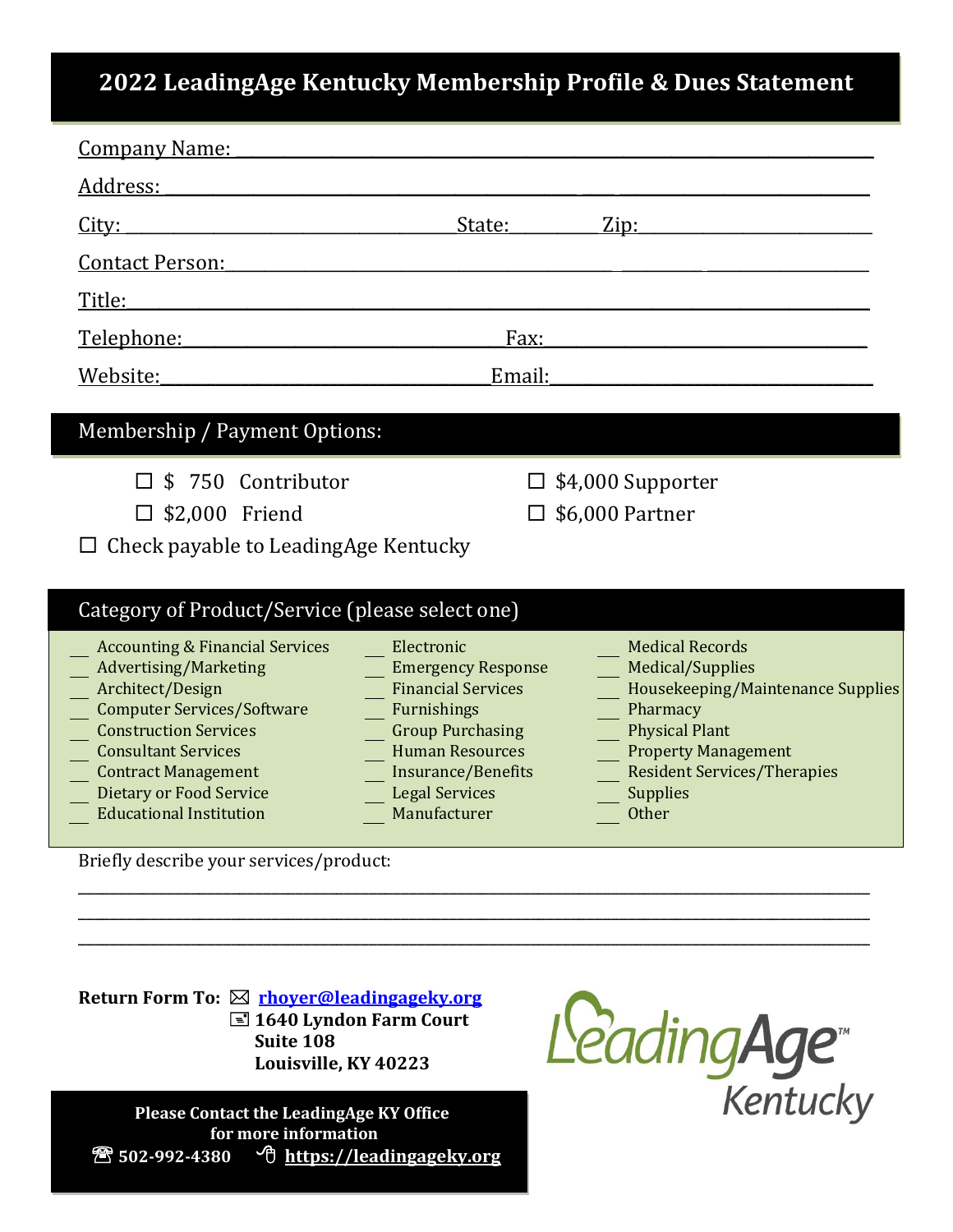# 2022 LeadingAge Kentucky Membership Profile & Dues Statement

Company Name: ______________________________________________

Address: ______________________________________________

City: ______________________ State: ________ Zip: ______________

Contact Person: ______________________________________________

Title: ______________________________________________

Telephone: ______________________ Fax: ______________________

Website: ______________________ Email: ______________________

## Membership / Payment Options:

- ☐ $ 750 Contributor
- ☐ $2,000 Friend
- ☐ $4,000 Supporter
- ☐ $6,000 Partner

☐ Check payable to LeadingAge Kentucky

## Category of Product/Service (please select one)

| | | |
|---|---|---|
| ___ Accounting & Financial Services | ___ Electronic | ___ Medical Records |
| ___ Advertising/Marketing | ___ Emergency Response | ___ Medical/Supplies |
| ___ Architect/Design | ___ Financial Services | ___ Housekeeping/Maintenance Supplies |
| ___ Computer Services/Software | ___ Furnishings | ___ Pharmacy |
| ___ Construction Services | ___ Group Purchasing | ___ Physical Plant |
| ___ Consultant Services | ___ Human Resources | ___ Property Management |
| ___ Contract Management | ___ Insurance/Benefits | ___ Resident Services/Therapies |
| ___ Dietary or Food Service | ___ Legal Services | ___ Supplies |
| ___ Educational Institution | ___ Manufacturer | ___ Other |

Briefly describe your services/product:

______________________________________________

______________________________________________

______________________________________________

**Return Form To:** ✉ **rhoyer@leadingageky.org**
**1640 Lyndon Farm Court**
**Suite 108**
**Louisville, KY 40223**

**Please Contact the LeadingAge KY Office for more information**
**☎ 502-992-4380** **https://leadingageky.org**

LeadingAge™ Kentucky